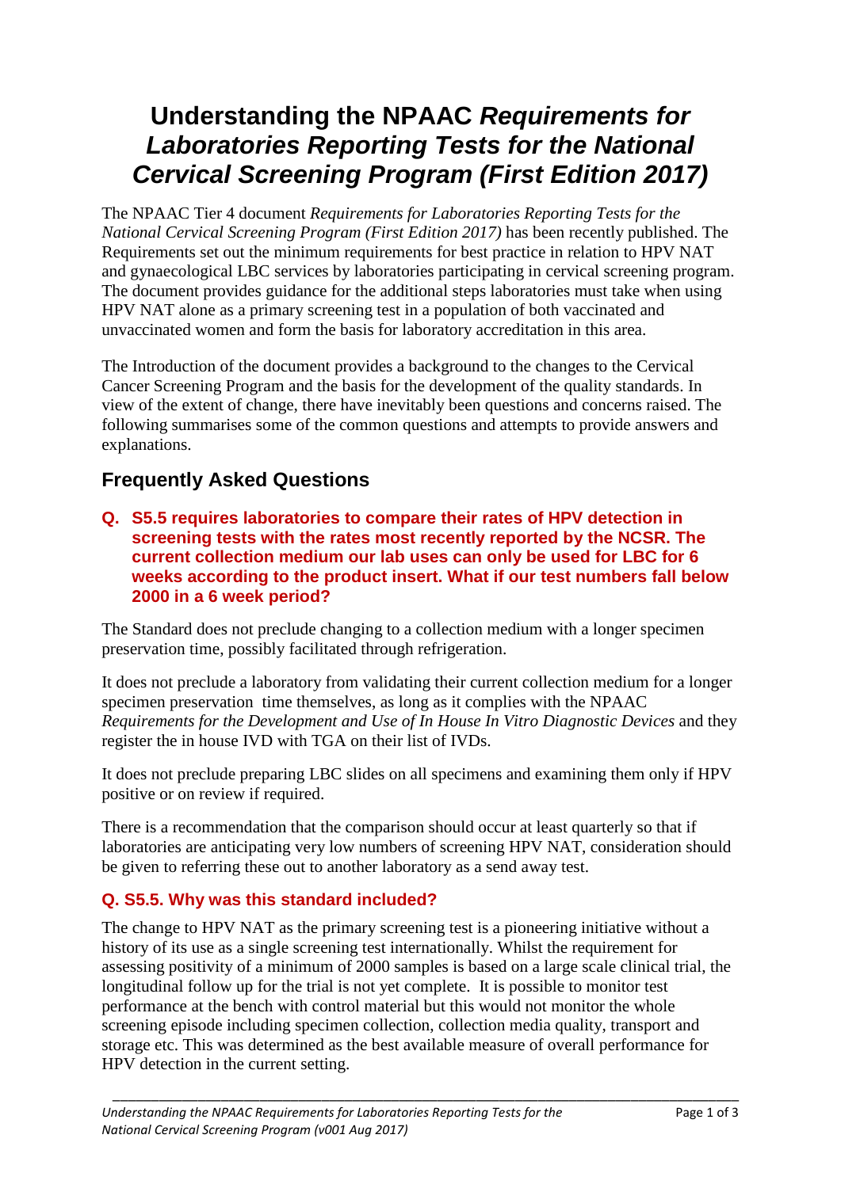# Understanding the NPAAC *Requirements for Laboratories Reporting Tests for the National Cervical Screening Program (First Edition 2017)*

The NPAAC Tier 4 document *Requirements for Laboratories Reporting Tests for the National Cervical Screening Program (First Edition 2017)* has been recently published. The Requirements set out the minimum requirements for best practice in relation to HPV NAT and gynaecological LBC services by laboratories participating in cervical screening program. The document provides guidance for the additional steps laboratories must take when using HPV NAT alone as a primary screening test in a population of both vaccinated and unvaccinated women and form the basis for laboratory accreditation in this area.

The Introduction of the document provides a background to the changes to the Cervical Cancer Screening Program and the basis for the development of the quality standards. In view of the extent of change, there have inevitably been questions and concerns raised. The following summarises some of the common questions and attempts to provide answers and explanations.

## Frequently Asked Questions

### Q. S5.5 requires laboratories to compare their rates of HPV detection in screening tests with the rates most recently reported by the NCSR. The current collection medium our lab uses can only be used for LBC for 6 weeks according to the product insert. What if our test numbers fall below 2000 in a 6 week period?

The Standard does not preclude changing to a collection medium with a longer specimen preservation time, possibly facilitated through refrigeration.

It does not preclude a laboratory from validating their current collection medium for a longer specimen preservation time themselves, as long as it complies with the NPAAC *Requirements for the Development and Use of In House In Vitro Diagnostic Devices* and they register the in house IVD with TGA on their list of IVDs.

It does not preclude preparing LBC slides on all specimens and examining them only if HPV positive or on review if required.

There is a recommendation that the comparison should occur at least quarterly so that if laboratories are anticipating very low numbers of screening HPV NAT, consideration should be given to referring these out to another laboratory as a send away test.

### Q. S5.5. Why was this standard included?

The change to HPV NAT as the primary screening test is a pioneering initiative without a history of its use as a single screening test internationally. Whilst the requirement for assessing positivity of a minimum of 2000 samples is based on a large scale clinical trial, the longitudinal follow up for the trial is not yet complete. It is possible to monitor test performance at the bench with control material but this would not monitor the whole screening episode including specimen collection, collection media quality, transport and storage etc. This was determined as the best available measure of overall performance for HPV detection in the current setting.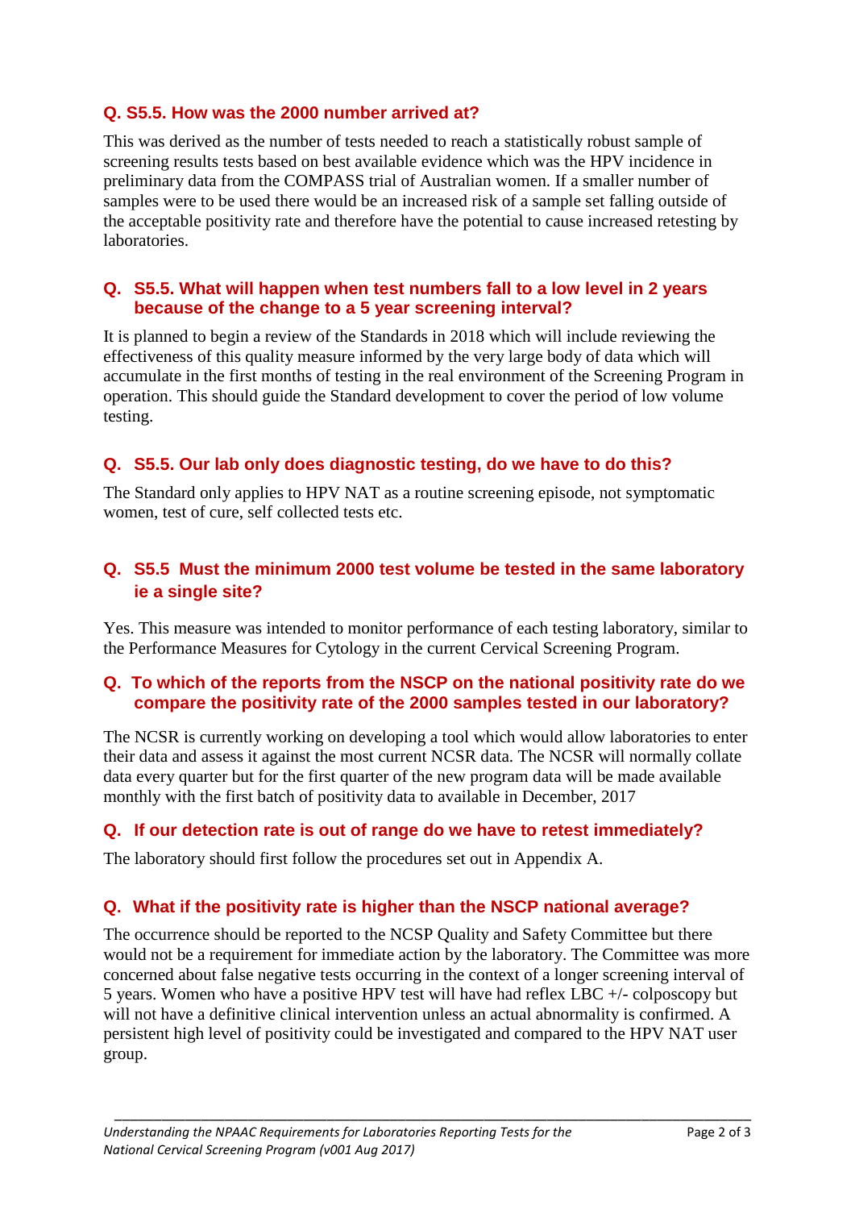### Q. S5.5. How was the 2000 number arrived at?

This was derived as the number of tests needed to reach a statistically robust sample of screening results tests based on best available evidence which was the HPV incidence in preliminary data from the COMPASS trial of Australian women. If a smaller number of samples were to be used there would be an increased risk of a sample set falling outside of the acceptable positivity rate and therefore have the potential to cause increased retesting by laboratories.

### Q. S5.5. What will happen when test numbers fall to a low level in 2 years because of the change to a 5 year screening interval?

It is planned to begin a review of the Standards in 2018 which will include reviewing the effectiveness of this quality measure informed by the very large body of data which will accumulate in the first months of testing in the real environment of the Screening Program in operation. This should guide the Standard development to cover the period of low volume testing.

### Q. S5.5. Our lab only does diagnostic testing, do we have to do this?

The Standard only applies to HPV NAT as a routine screening episode, not symptomatic women, test of cure, self collected tests etc.

### Q. S5.5 Must the minimum 2000 test volume be tested in the same laboratory ie a single site?

Yes. This measure was intended to monitor performance of each testing laboratory, similar to the Performance Measures for Cytology in the current Cervical Screening Program.

### Q. To which of the reports from the NSCP on the national positivity rate do we compare the positivity rate of the 2000 samples tested in our laboratory?

The NCSR is currently working on developing a tool which would allow laboratories to enter their data and assess it against the most current NCSR data. The NCSR will normally collate data every quarter but for the first quarter of the new program data will be made available monthly with the first batch of positivity data to available in December, 2017

### Q. If our detection rate is out of range do we have to retest immediately?

The laboratory should first follow the procedures set out in Appendix A.

### Q. What if the positivity rate is higher than the NSCP national average?

The occurrence should be reported to the NCSP Quality and Safety Committee but there would not be a requirement for immediate action by the laboratory. The Committee was more concerned about false negative tests occurring in the context of a longer screening interval of 5 years. Women who have a positive HPV test will have had reflex LBC +/- colposcopy but will not have a definitive clinical intervention unless an actual abnormality is confirmed. A persistent high level of positivity could be investigated and compared to the HPV NAT user group.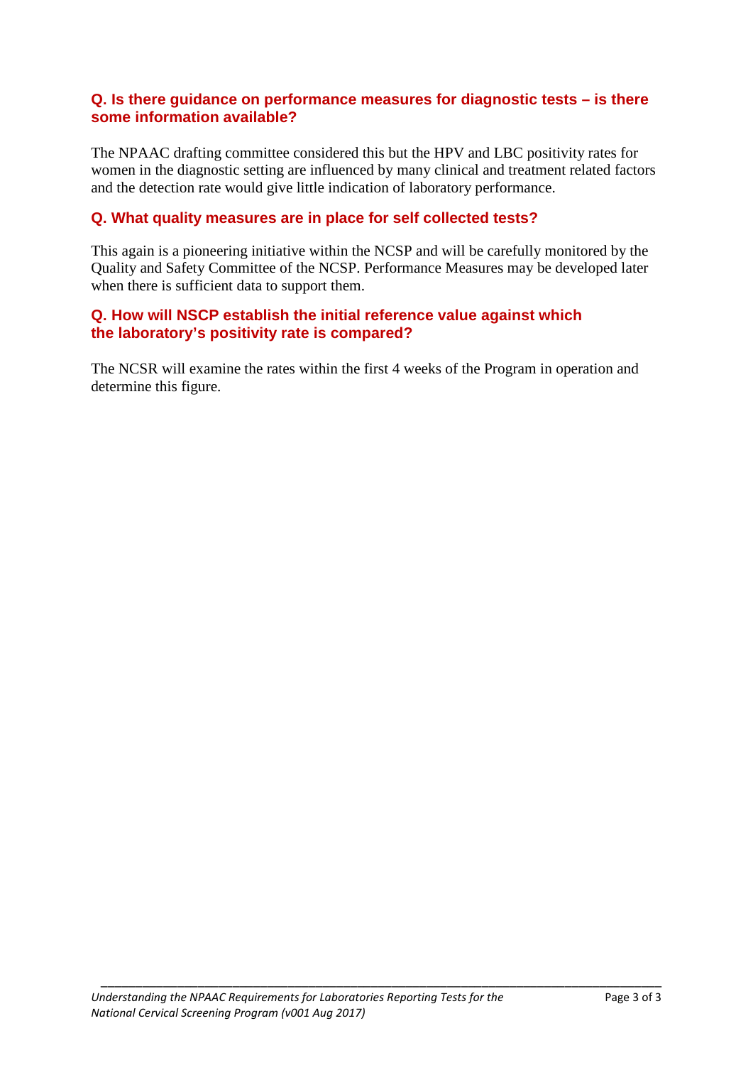### Q. Is there guidance on performance measures for diagnostic tests – is there some information available?

The NPAAC drafting committee considered this but the HPV and LBC positivity rates for women in the diagnostic setting are influenced by many clinical and treatment related factors and the detection rate would give little indication of laboratory performance.

### Q. What quality measures are in place for self collected tests?

This again is a pioneering initiative within the NCSP and will be carefully monitored by the Quality and Safety Committee of the NCSP. Performance Measures may be developed later when there is sufficient data to support them.

### Q. How will NSCP establish the initial reference value against which the laboratory's positivity rate is compared?

The NCSR will examine the rates within the first 4 weeks of the Program in operation and determine this figure.